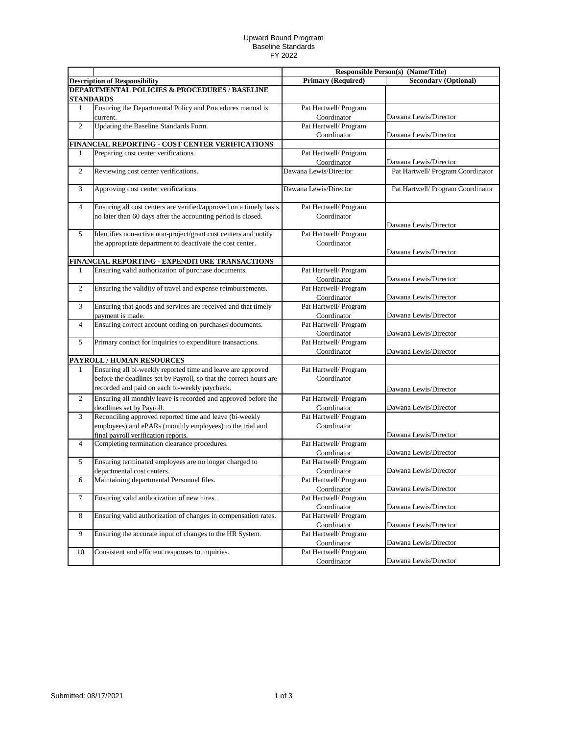Upward Bound Progrram
Baseline Standards
FY 2022

| | | Responsible Person(s) (Name/Title) | |
|---|---|---|---|
| **Description of Responsibility** | | **Primary (Required)** | **Secondary (Optional)** |
| **DEPARTMENTAL POLICIES & PROCEDURES / BASELINE STANDARDS** | | | |
| 1 | Ensuring the Departmental Policy and Procedures manual is current. | Pat Hartwell/ Program Coordinator | Dawana Lewis/Director |
| 2 | Updating the Baseline Standards Form. | Pat Hartwell/ Program Coordinator | Dawana Lewis/Director |
| **FINANCIAL REPORTING - COST CENTER VERIFICATIONS** | | | |
| 1 | Preparing cost center verifications. | Pat Hartwell/ Program Coordinator | Dawana Lewis/Director |
| 2 | Reviewing cost center verifications. | Dawana Lewis/Director | Pat Hartwell/ Program Coordinator |
| 3 | Approving cost center verifications. | Dawana Lewis/Director | Pat Hartwell/ Program Coordinator |
| 4 | Ensuring all cost centers are verified/approved on a timely basis. no later than 60 days after the accounting period is closed. | Pat Hartwell/ Program Coordinator | Dawana Lewis/Director |
| 5 | Identifies non-active non-project/grant cost centers and notify the appropriate department to deactivate the cost center. | Pat Hartwell/ Program Coordinator | Dawana Lewis/Director |
| **FINANCIAL REPORTING - EXPENDITURE TRANSACTIONS** | | | |
| 1 | Ensuring valid authorization of purchase documents. | Pat Hartwell/ Program Coordinator | Dawana Lewis/Director |
| 2 | Ensuring the validity of travel and expense reimbursements. | Pat Hartwell/ Program Coordinator | Dawana Lewis/Director |
| 3 | Ensuring that goods and services are received and that timely payment is made. | Pat Hartwell/ Program Coordinator | Dawana Lewis/Director |
| 4 | Ensuring correct account coding on purchases documents. | Pat Hartwell/ Program Coordinator | Dawana Lewis/Director |
| 5 | Primary contact for inquiries to expenditure transactions. | Pat Hartwell/ Program Coordinator | Dawana Lewis/Director |
| **PAYROLL / HUMAN RESOURCES** | | | |
| 1 | Ensuring all bi-weekly reported time and leave are approved before the deadlines set by Payroll, so that the correct hours are recorded and paid on each bi-weekly paycheck. | Pat Hartwell/ Program Coordinator | Dawana Lewis/Director |
| 2 | Ensuring all monthly leave is recorded and approved before the deadlines set by Payroll. | Pat Hartwell/ Program Coordinator | Dawana Lewis/Director |
| 3 | Reconciling approved reported time and leave (bi-weekly employees) and ePARs (monthly employees) to the trial and final payroll verification reports. | Pat Hartwell/ Program Coordinator | Dawana Lewis/Director |
| 4 | Completing termination clearance procedures. | Pat Hartwell/ Program Coordinator | Dawana Lewis/Director |
| 5 | Ensuring terminated employees are no longer charged to departmental cost centers. | Pat Hartwell/ Program Coordinator | Dawana Lewis/Director |
| 6 | Maintaining departmental Personnel files. | Pat Hartwell/ Program Coordinator | Dawana Lewis/Director |
| 7 | Ensuring valid authorization of new hires. | Pat Hartwell/ Program Coordinator | Dawana Lewis/Director |
| 8 | Ensuring valid authorization of changes in compensation rates. | Pat Hartwell/ Program Coordinator | Dawana Lewis/Director |
| 9 | Ensuring the accurate input of changes to the HR System. | Pat Hartwell/ Program Coordinator | Dawana Lewis/Director |
| 10 | Consistent and efficient responses to inquiries. | Pat Hartwell/ Program Coordinator | Dawana Lewis/Director |

Submitted: 08/17/2021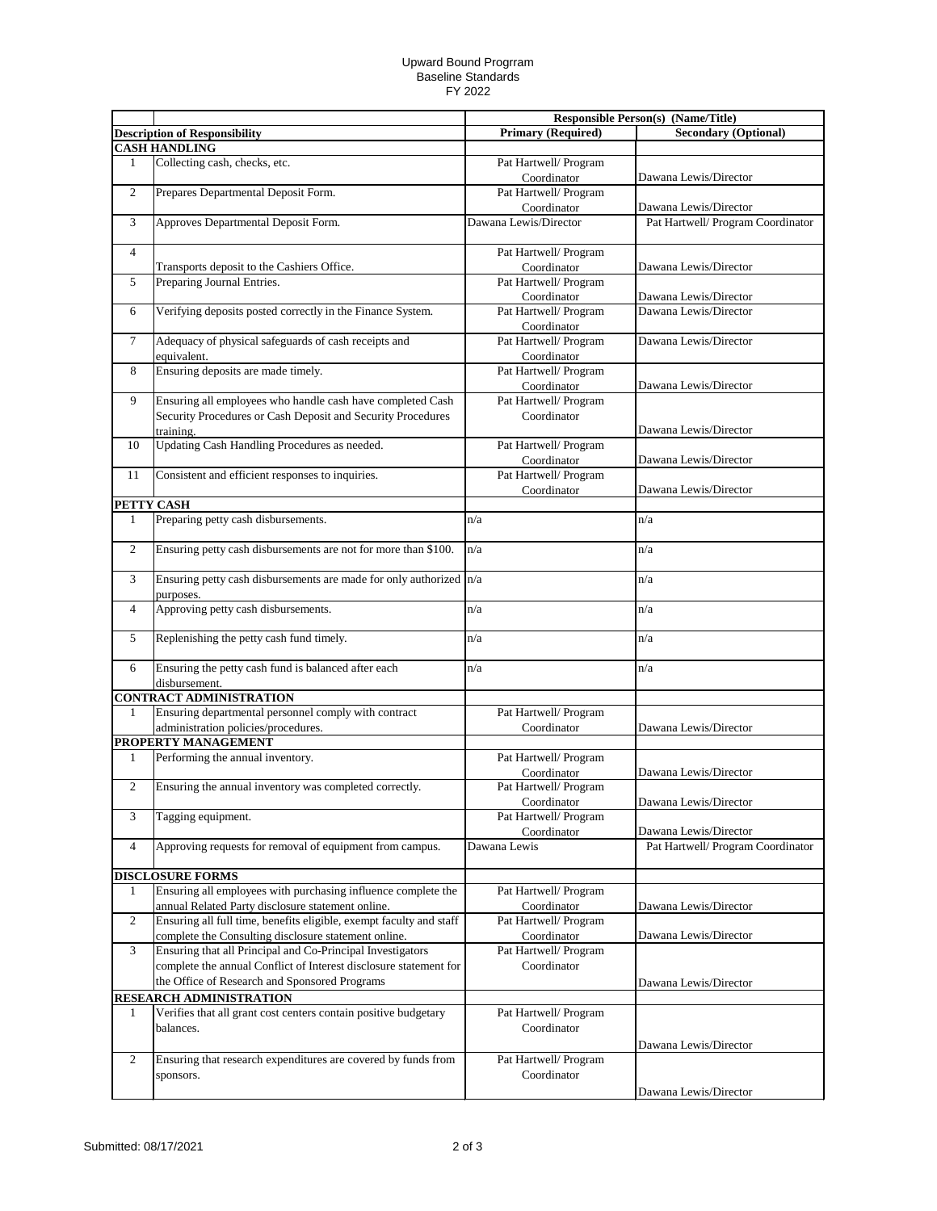Upward Bound Progrram
Baseline Standards
FY 2022

| | | Responsible Person(s) (Name/Title) | |
|---|---|---|---|
| **Description of Responsibility** | | **Primary (Required)** | **Secondary (Optional)** |
| **CASH HANDLING** | | | |
| 1 | Collecting cash, checks, etc. | Pat Hartwell/ Program Coordinator | Dawana Lewis/Director |
| 2 | Prepares Departmental Deposit Form. | Pat Hartwell/ Program Coordinator | Dawana Lewis/Director |
| 3 | Approves Departmental Deposit Form. | Dawana Lewis/Director | Pat Hartwell/ Program Coordinator |
| 4 | Transports deposit to the Cashiers Office. | Pat Hartwell/ Program Coordinator | Dawana Lewis/Director |
| 5 | Preparing Journal Entries. | Pat Hartwell/ Program Coordinator | Dawana Lewis/Director |
| 6 | Verifying deposits posted correctly in the Finance System. | Pat Hartwell/ Program Coordinator | Dawana Lewis/Director |
| 7 | Adequacy of physical safeguards of cash receipts and equivalent. | Pat Hartwell/ Program Coordinator | Dawana Lewis/Director |
| 8 | Ensuring deposits are made timely. | Pat Hartwell/ Program Coordinator | Dawana Lewis/Director |
| 9 | Ensuring all employees who handle cash have completed Cash Security Procedures or Cash Deposit and Security Procedures training. | Pat Hartwell/ Program Coordinator | Dawana Lewis/Director |
| 10 | Updating Cash Handling Procedures as needed. | Pat Hartwell/ Program Coordinator | Dawana Lewis/Director |
| 11 | Consistent and efficient responses to inquiries. | Pat Hartwell/ Program Coordinator | Dawana Lewis/Director |
| **PETTY CASH** | | | |
| 1 | Preparing petty cash disbursements. | n/a | n/a |
| 2 | Ensuring petty cash disbursements are not for more than $100. | n/a | n/a |
| 3 | Ensuring petty cash disbursements are made for only authorized purposes. | n/a | n/a |
| 4 | Approving petty cash disbursements. | n/a | n/a |
| 5 | Replenishing the petty cash fund timely. | n/a | n/a |
| 6 | Ensuring the petty cash fund is balanced after each disbursement. | n/a | n/a |
| **CONTRACT ADMINISTRATION** | | | |
| 1 | Ensuring departmental personnel comply with contract administration policies/procedures. | Pat Hartwell/ Program Coordinator | Dawana Lewis/Director |
| **PROPERTY MANAGEMENT** | | | |
| 1 | Performing the annual inventory. | Pat Hartwell/ Program Coordinator | Dawana Lewis/Director |
| 2 | Ensuring the annual inventory was completed correctly. | Pat Hartwell/ Program Coordinator | Dawana Lewis/Director |
| 3 | Tagging equipment. | Pat Hartwell/ Program Coordinator | Dawana Lewis/Director |
| 4 | Approving requests for removal of equipment from campus. | Dawana Lewis | Pat Hartwell/ Program Coordinator |
| **DISCLOSURE FORMS** | | | |
| 1 | Ensuring all employees with purchasing influence complete the annual Related Party disclosure statement online. | Pat Hartwell/ Program Coordinator | Dawana Lewis/Director |
| 2 | Ensuring all full time, benefits eligible, exempt faculty and staff complete the Consulting disclosure statement online. | Pat Hartwell/ Program Coordinator | Dawana Lewis/Director |
| 3 | Ensuring that all Principal and Co-Principal Investigators complete the annual Conflict of Interest disclosure statement for the Office of Research and Sponsored Programs | Pat Hartwell/ Program Coordinator | Dawana Lewis/Director |
| **RESEARCH ADMINISTRATION** | | | |
| 1 | Verifies that all grant cost centers contain positive budgetary balances. | Pat Hartwell/ Program Coordinator | Dawana Lewis/Director |
| 2 | Ensuring that research expenditures are covered by funds from sponsors. | Pat Hartwell/ Program Coordinator | Dawana Lewis/Director |

Submitted: 08/17/2021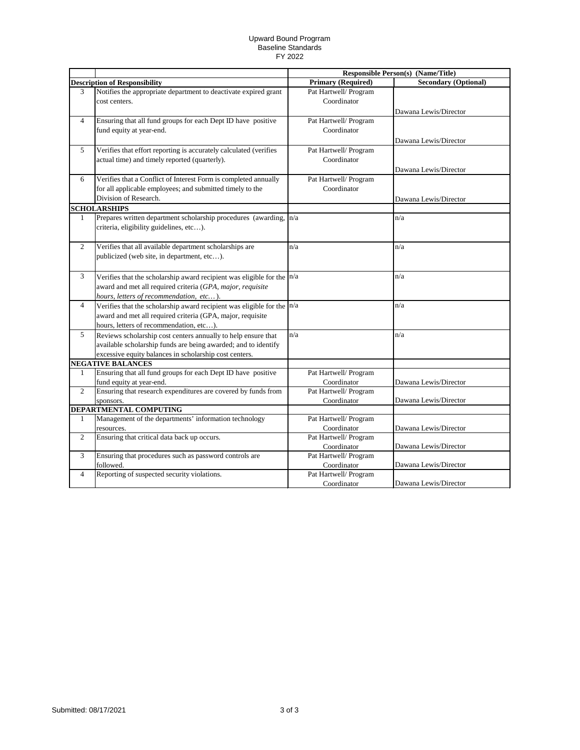Upward Bound Progrram
Baseline Standards
FY 2022

| | | Responsible Person(s) (Name/Title) | |
|---|---|---|---|
| **Description of Responsibility** | | **Primary (Required)** | **Secondary (Optional)** |
| 3 | Notifies the appropriate department to deactivate expired grant cost centers. | Pat Hartwell/ Program Coordinator | Dawana Lewis/Director |
| 4 | Ensuring that all fund groups for each Dept ID have positive fund equity at year-end. | Pat Hartwell/ Program Coordinator | Dawana Lewis/Director |
| 5 | Verifies that effort reporting is accurately calculated (verifies actual time) and timely reported (quarterly). | Pat Hartwell/ Program Coordinator | Dawana Lewis/Director |
| 6 | Verifies that a Conflict of Interest Form is completed annually for all applicable employees; and submitted timely to the Division of Research. | Pat Hartwell/ Program Coordinator | Dawana Lewis/Director |
| **SCHOLARSHIPS** | | | |
| 1 | Prepares written department scholarship procedures (awarding, criteria, eligibility guidelines, etc…). | n/a | n/a |
| 2 | Verifies that all available department scholarships are publicized (web site, in department, etc…). | n/a | n/a |
| 3 | Verifies that the scholarship award recipient was eligible for the award and met all required criteria (*GPA, major, requisite hours, letters of recommendation, etc…*). | n/a | n/a |
| 4 | Verifies that the scholarship award recipient was eligible for the award and met all required criteria (GPA, major, requisite hours, letters of recommendation, etc…). | n/a | n/a |
| 5 | Reviews scholarship cost centers annually to help ensure that available scholarship funds are being awarded; and to identify excessive equity balances in scholarship cost centers. | n/a | n/a |
| **NEGATIVE BALANCES** | | | |
| 1 | Ensuring that all fund groups for each Dept ID have positive fund equity at year-end. | Pat Hartwell/ Program Coordinator | Dawana Lewis/Director |
| 2 | Ensuring that research expenditures are covered by funds from sponsors. | Pat Hartwell/ Program Coordinator | Dawana Lewis/Director |
| **DEPARTMENTAL COMPUTING** | | | |
| 1 | Management of the departments' information technology resources. | Pat Hartwell/ Program Coordinator | Dawana Lewis/Director |
| 2 | Ensuring that critical data back up occurs. | Pat Hartwell/ Program Coordinator | Dawana Lewis/Director |
| 3 | Ensuring that procedures such as password controls are followed. | Pat Hartwell/ Program Coordinator | Dawana Lewis/Director |
| 4 | Reporting of suspected security violations. | Pat Hartwell/ Program Coordinator | Dawana Lewis/Director |

Submitted: 08/17/2021